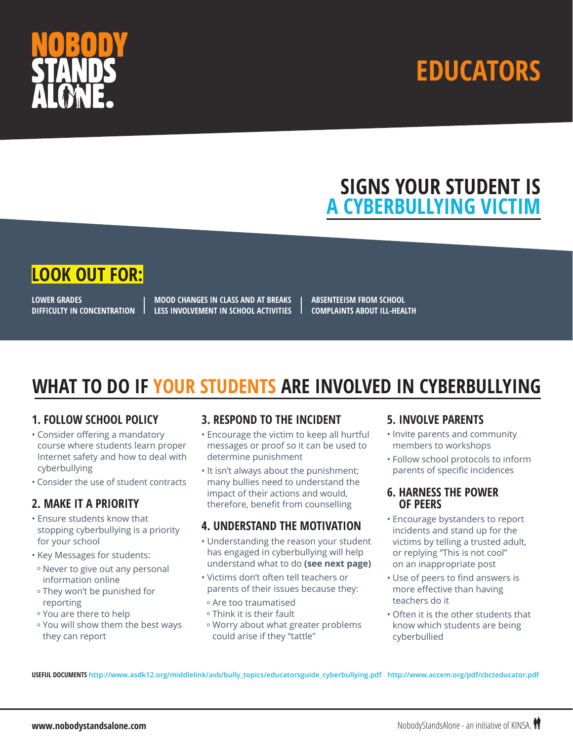# NOBODY STANDS ALONE.

# EDUCATORS

## SIGNS YOUR STUDENT IS A CYBERBULLYING VICTIM

### LOOK OUT FOR:

- LOWER GRADES
- DIFFICULTY IN CONCENTRATION
- MOOD CHANGES IN CLASS AND AT BREAKS
- LESS INVOLVEMENT IN SCHOOL ACTIVITIES
- ABSENTEEISM FROM SCHOOL
- COMPLAINTS ABOUT ILL-HEALTH

## WHAT TO DO IF YOUR STUDENTS ARE INVOLVED IN CYBERBULLYING

### 1. FOLLOW SCHOOL POLICY

- Consider offering a mandatory course where students learn proper Internet safety and how to deal with cyberbullying
- Consider the use of student contracts

### 2. MAKE IT A PRIORITY

- Ensure students know that stopping cyberbullying is a priority for your school
- Key Messages for students:
  - Never to give out any personal information online
  - They won't be punished for reporting
  - You are there to help
  - You will show them the best ways they can report

### 3. RESPOND TO THE INCIDENT

- Encourage the victim to keep all hurtful messages or proof so it can be used to determine punishment
- It isn't always about the punishment; many bullies need to understand the impact of their actions and would, therefore, benefit from counselling

### 4. UNDERSTAND THE MOTIVATION

- Understanding the reason your student has engaged in cyberbullying will help understand what to do **(see next page)**
- Victims don't often tell teachers or parents of their issues because they:
  - Are too traumatised
  - Think it is their fault
  - Worry about what greater problems could arise if they "tattle"

### 5. INVOLVE PARENTS

- Invite parents and community members to workshops
- Follow school protocols to inform parents of specific incidences

### 6. HARNESS THE POWER OF PEERS

- Encourage bystanders to report incidents and stand up for the victims by telling a trusted adult, or replying "This is not cool" on an inappropriate post
- Use of peers to find answers is more effective than having teachers do it
- Often it is the other students that know which students are being cyberbullied

**USEFUL DOCUMENTS** http://www.asdk12.org/middlelink/avb/bully_topics/educatorsguide_cyberbullying.pdf http://www.accem.org/pdf/cbcteducator.pdf

www.nobodystandsalone.com

NobodyStandsAlone - an initiative of KINSA.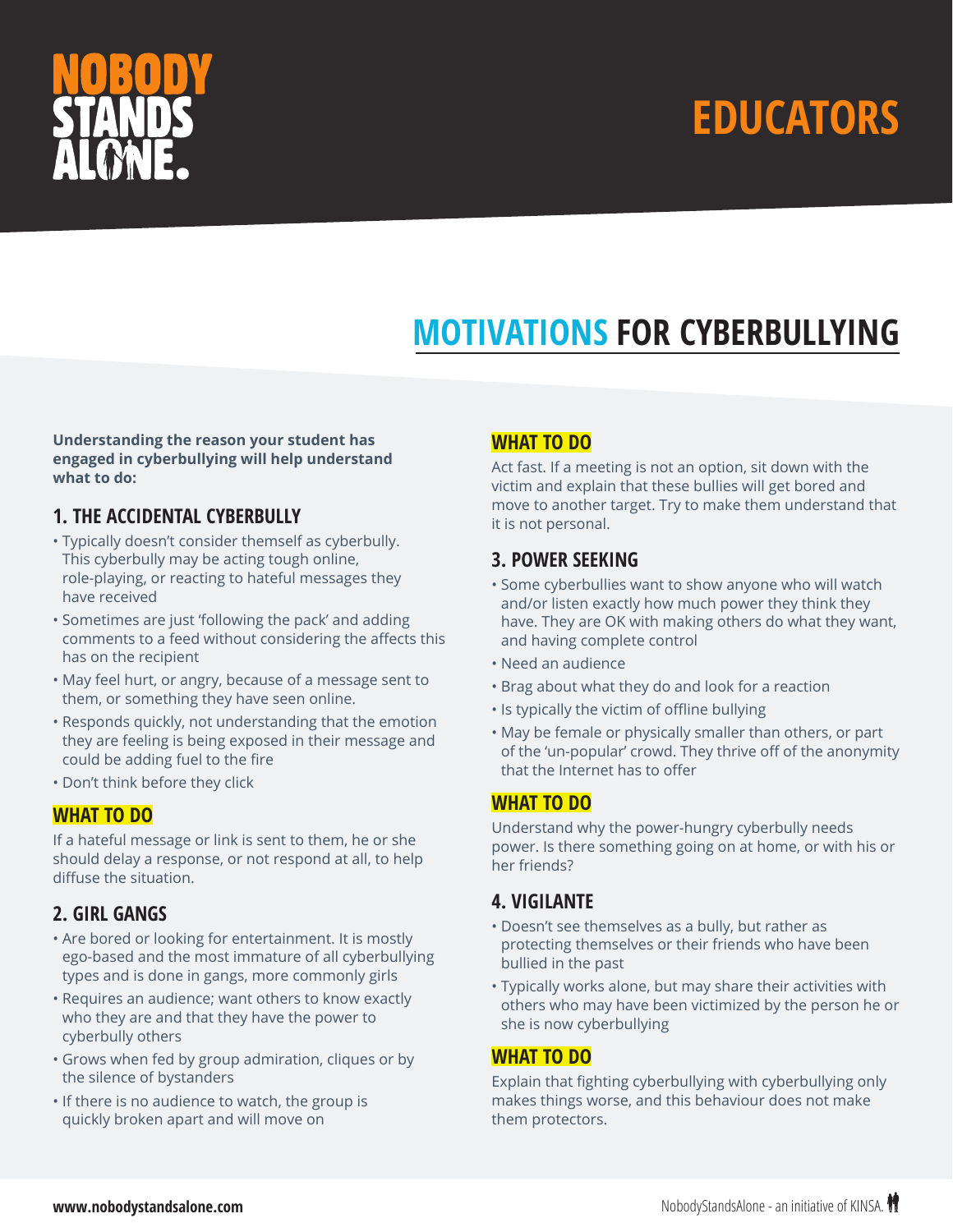# NOBODY STANDS ALONE.

# EDUCATORS

## MOTIVATIONS FOR CYBERBULLYING

**Understanding the reason your student has engaged in cyberbullying will help understand what to do:**

### 1. THE ACCIDENTAL CYBERBULLY

- Typically doesn't consider themself as cyberbully. This cyberbully may be acting tough online, role-playing, or reacting to hateful messages they have received
- Sometimes are just 'following the pack' and adding comments to a feed without considering the affects this has on the recipient
- May feel hurt, or angry, because of a message sent to them, or something they have seen online.
- Responds quickly, not understanding that the emotion they are feeling is being exposed in their message and could be adding fuel to the fire
- Don't think before they click

#### WHAT TO DO

If a hateful message or link is sent to them, he or she should delay a response, or not respond at all, to help diffuse the situation.

### 2. GIRL GANGS

- Are bored or looking for entertainment. It is mostly ego-based and the most immature of all cyberbullying types and is done in gangs, more commonly girls
- Requires an audience; want others to know exactly who they are and that they have the power to cyberbully others
- Grows when fed by group admiration, cliques or by the silence of bystanders
- If there is no audience to watch, the group is quickly broken apart and will move on

#### WHAT TO DO

Act fast. If a meeting is not an option, sit down with the victim and explain that these bullies will get bored and move to another target. Try to make them understand that it is not personal.

### 3. POWER SEEKING

- Some cyberbullies want to show anyone who will watch and/or listen exactly how much power they think they have. They are OK with making others do what they want, and having complete control
- Need an audience
- Brag about what they do and look for a reaction
- Is typically the victim of offline bullying
- May be female or physically smaller than others, or part of the 'un-popular' crowd. They thrive off of the anonymity that the Internet has to offer

#### WHAT TO DO

Understand why the power-hungry cyberbully needs power. Is there something going on at home, or with his or her friends?

### 4. VIGILANTE

- Doesn't see themselves as a bully, but rather as protecting themselves or their friends who have been bullied in the past
- Typically works alone, but may share their activities with others who may have been victimized by the person he or she is now cyberbullying

#### WHAT TO DO

Explain that fighting cyberbullying with cyberbullying only makes things worse, and this behaviour does not make them protectors.

**www.nobodystandsalone.com**

NobodyStandsAlone - an initiative of KINSA.